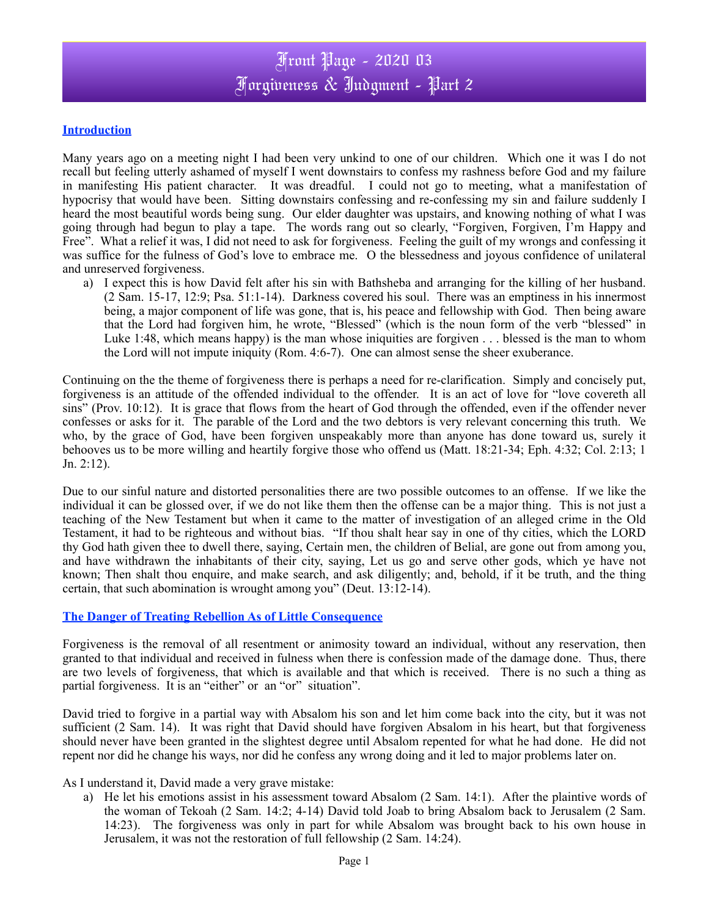# Front Page - 2020 03
# Forgiveness & Judgment - Part 2

## Introduction

Many years ago on a meeting night I had been very unkind to one of our children. Which one it was I do not recall but feeling utterly ashamed of myself I went downstairs to confess my rashness before God and my failure in manifesting His patient character. It was dreadful. I could not go to meeting, what a manifestation of hypocrisy that would have been. Sitting downstairs confessing and re-confessing my sin and failure suddenly I heard the most beautiful words being sung. Our elder daughter was upstairs, and knowing nothing of what I was going through had begun to play a tape. The words rang out so clearly, "Forgiven, Forgiven, I'm Happy and Free". What a relief it was, I did not need to ask for forgiveness. Feeling the guilt of my wrongs and confessing it was suffice for the fulness of God's love to embrace me. O the blessedness and joyous confidence of unilateral and unreserved forgiveness.

a) I expect this is how David felt after his sin with Bathsheba and arranging for the killing of her husband. (2 Sam. 15-17, 12:9; Psa. 51:1-14). Darkness covered his soul. There was an emptiness in his innermost being, a major component of life was gone, that is, his peace and fellowship with God. Then being aware that the Lord had forgiven him, he wrote, "Blessed" (which is the noun form of the verb "blessed" in Luke 1:48, which means happy) is the man whose iniquities are forgiven . . . blessed is the man to whom the Lord will not impute iniquity (Rom. 4:6-7). One can almost sense the sheer exuberance.

Continuing on the the theme of forgiveness there is perhaps a need for re-clarification. Simply and concisely put, forgiveness is an attitude of the offended individual to the offender. It is an act of love for "love covereth all sins" (Prov. 10:12). It is grace that flows from the heart of God through the offended, even if the offender never confesses or asks for it. The parable of the Lord and the two debtors is very relevant concerning this truth. We who, by the grace of God, have been forgiven unspeakably more than anyone has done toward us, surely it behooves us to be more willing and heartily forgive those who offend us (Matt. 18:21-34; Eph. 4:32; Col. 2:13; 1 Jn. 2:12).

Due to our sinful nature and distorted personalities there are two possible outcomes to an offense. If we like the individual it can be glossed over, if we do not like them then the offense can be a major thing. This is not just a teaching of the New Testament but when it came to the matter of investigation of an alleged crime in the Old Testament, it had to be righteous and without bias. "If thou shalt hear say in one of thy cities, which the LORD thy God hath given thee to dwell there, saying, Certain men, the children of Belial, are gone out from among you, and have withdrawn the inhabitants of their city, saying, Let us go and serve other gods, which ye have not known; Then shalt thou enquire, and make search, and ask diligently; and, behold, if it be truth, and the thing certain, that such abomination is wrought among you" (Deut. 13:12-14).

## The Danger of Treating Rebellion As of Little Consequence

Forgiveness is the removal of all resentment or animosity toward an individual, without any reservation, then granted to that individual and received in fulness when there is confession made of the damage done. Thus, there are two levels of forgiveness, that which is available and that which is received. There is no such a thing as partial forgiveness. It is an "either" or an "or" situation".

David tried to forgive in a partial way with Absalom his son and let him come back into the city, but it was not sufficient (2 Sam. 14). It was right that David should have forgiven Absalom in his heart, but that forgiveness should never have been granted in the slightest degree until Absalom repented for what he had done. He did not repent nor did he change his ways, nor did he confess any wrong doing and it led to major problems later on.

As I understand it, David made a very grave mistake:

a) He let his emotions assist in his assessment toward Absalom (2 Sam. 14:1). After the plaintive words of the woman of Tekoah (2 Sam. 14:2; 4-14) David told Joab to bring Absalom back to Jerusalem (2 Sam. 14:23). The forgiveness was only in part for while Absalom was brought back to his own house in Jerusalem, it was not the restoration of full fellowship (2 Sam. 14:24).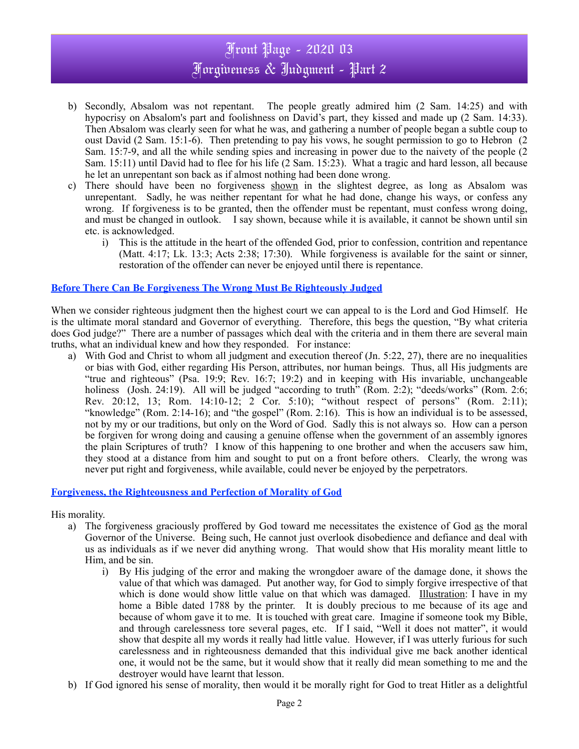b) Secondly, Absalom was not repentant. The people greatly admired him (2 Sam. 14:25) and with hypocrisy on Absalom's part and foolishness on David's part, they kissed and made up (2 Sam. 14:33). Then Absalom was clearly seen for what he was, and gathering a number of people began a subtle coup to oust David (2 Sam. 15:1-6). Then pretending to pay his vows, he sought permission to go to Hebron (2 Sam. 15:7-9, and all the while sending spies and increasing in power due to the naivety of the people (2 Sam. 15:11) until David had to flee for his life (2 Sam. 15:23). What a tragic and hard lesson, all because he let an unrepentant son back as if almost nothing had been done wrong.

c) There should have been no forgiveness <u>shown</u> in the slightest degree, as long as Absalom was unrepentant. Sadly, he was neither repentant for what he had done, change his ways, or confess any wrong. If forgiveness is to be granted, then the offender must be repentant, must confess wrong doing, and must be changed in outlook. I say shown, because while it is available, it cannot be shown until sin etc. is acknowledged.

   i) This is the attitude in the heart of the offended God, prior to confession, contrition and repentance (Matt. 4:17; Lk. 13:3; Acts 2:38; 17:30). While forgiveness is available for the saint or sinner, restoration of the offender can never be enjoyed until there is repentance.

## Before There Can Be Forgiveness The Wrong Must Be Righteously Judged

When we consider righteous judgment then the highest court we can appeal to is the Lord and God Himself. He is the ultimate moral standard and Governor of everything. Therefore, this begs the question, "By what criteria does God judge?" There are a number of passages which deal with the criteria and in them there are several main truths, what an individual knew and how they responded. For instance:

a) With God and Christ to whom all judgment and execution thereof (Jn. 5:22, 27), there are no inequalities or bias with God, either regarding His Person, attributes, nor human beings. Thus, all His judgments are "true and righteous" (Psa. 19:9; Rev. 16:7; 19:2) and in keeping with His invariable, unchangeable holiness (Josh. 24:19). All will be judged "according to truth" (Rom. 2:2); "deeds/works" (Rom. 2:6; Rev. 20:12, 13; Rom. 14:10-12; 2 Cor. 5:10); "without respect of persons" (Rom. 2:11); "knowledge" (Rom. 2:14-16); and "the gospel" (Rom. 2:16). This is how an individual is to be assessed, not by my or our traditions, but only on the Word of God. Sadly this is not always so. How can a person be forgiven for wrong doing and causing a genuine offense when the government of an assembly ignores the plain Scriptures of truth? I know of this happening to one brother and when the accusers saw him, they stood at a distance from him and sought to put on a front before others. Clearly, the wrong was never put right and forgiveness, while available, could never be enjoyed by the perpetrators.

## Forgiveness, the Righteousness and Perfection of Morality of God

His morality.

a) The forgiveness graciously proffered by God toward me necessitates the existence of God <u>as</u> the moral Governor of the Universe. Being such, He cannot just overlook disobedience and defiance and deal with us as individuals as if we never did anything wrong. That would show that His morality meant little to Him, and be sin.

   i) By His judging of the error and making the wrongdoer aware of the damage done, it shows the value of that which was damaged. Put another way, for God to simply forgive irrespective of that which is done would show little value on that which was damaged. <u>Illustration</u>: I have in my home a Bible dated 1788 by the printer. It is doubly precious to me because of its age and because of whom gave it to me. It is touched with great care. Imagine if someone took my Bible, and through carelessness tore several pages, etc. If I said, "Well it does not matter", it would show that despite all my words it really had little value. However, if I was utterly furious for such carelessness and in righteousness demanded that this individual give me back another identical one, it would not be the same, but it would show that it really did mean something to me and the destroyer would have learnt that lesson.

b) If God ignored his sense of morality, then would it be morally right for God to treat Hitler as a delightful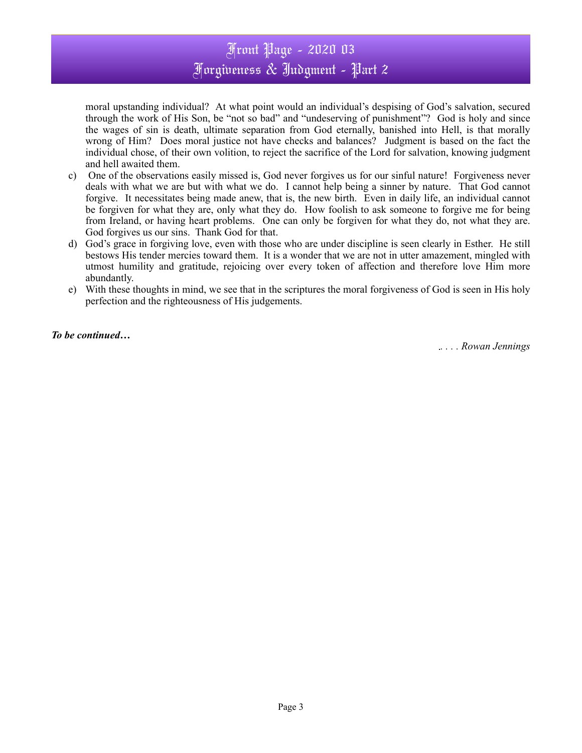moral upstanding individual? At what point would an individual's despising of God's salvation, secured through the work of His Son, be "not so bad" and "undeserving of punishment"? God is holy and since the wages of sin is death, ultimate separation from God eternally, banished into Hell, is that morally wrong of Him? Does moral justice not have checks and balances? Judgment is based on the fact the individual chose, of their own volition, to reject the sacrifice of the Lord for salvation, knowing judgment and hell awaited them.

c) One of the observations easily missed is, God never forgives us for our sinful nature! Forgiveness never deals with what we are but with what we do. I cannot help being a sinner by nature. That God cannot forgive. It necessitates being made anew, that is, the new birth. Even in daily life, an individual cannot be forgiven for what they are, only what they do. How foolish to ask someone to forgive me for being from Ireland, or having heart problems. One can only be forgiven for what they do, not what they are. God forgives us our sins. Thank God for that.

d) God's grace in forgiving love, even with those who are under discipline is seen clearly in Esther. He still bestows His tender mercies toward them. It is a wonder that we are not in utter amazement, mingled with utmost humility and gratitude, rejoicing over every token of affection and therefore love Him more abundantly.

e) With these thoughts in mind, we see that in the scriptures the moral forgiveness of God is seen in His holy perfection and the righteousness of His judgements.

***To be continued…***

*.. . . . Rowan Jennings*